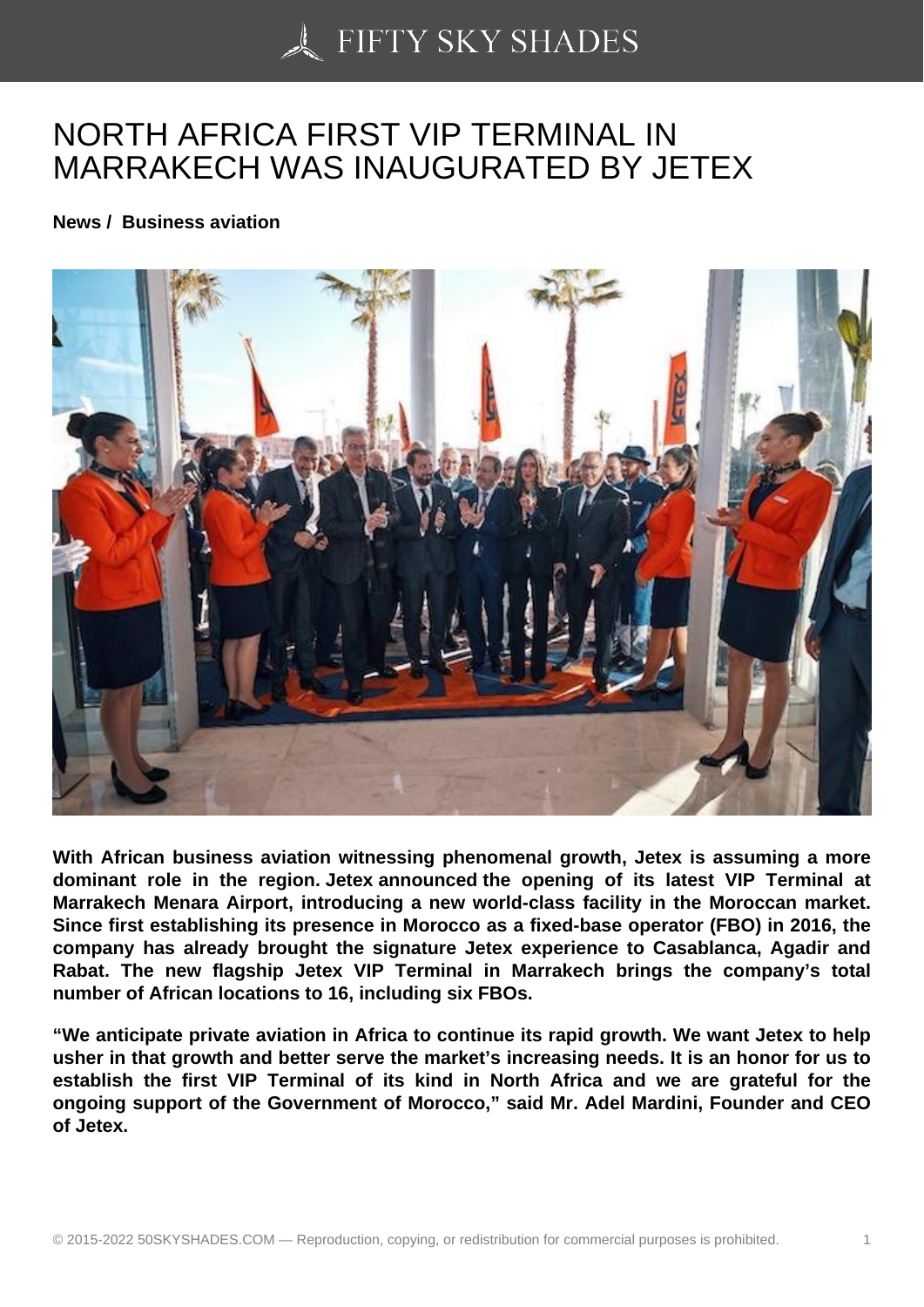# NORTH AFRICA FIRST VIP TERMINAL IN MARRAKECH WAS INAUGURATED BY JETEX

**News / Business aviation**

**With African business aviation witnessing phenomenal growth, Jetex is assuming a more dominant role in the region. Jetex announced the opening of its latest VIP Terminal at Marrakech Menara Airport, introducing a new world-class facility in the Moroccan market. Since first establishing its presence in Morocco as a fixed-base operator (FBO) in 2016, the company has already brought the signature Jetex experience to Casablanca, Agadir and Rabat. The new flagship Jetex VIP Terminal in Marrakech brings the company's total number of African locations to 16, including six FBOs.**

**"We anticipate private aviation in Africa to continue its rapid growth. We want Jetex to help usher in that growth and better serve the market's increasing needs. It is an honor for us to establish the first VIP Terminal of its kind in North Africa and we are grateful for the ongoing support of the Government of Morocco," said Mr. Adel Mardini, Founder and CEO of Jetex.**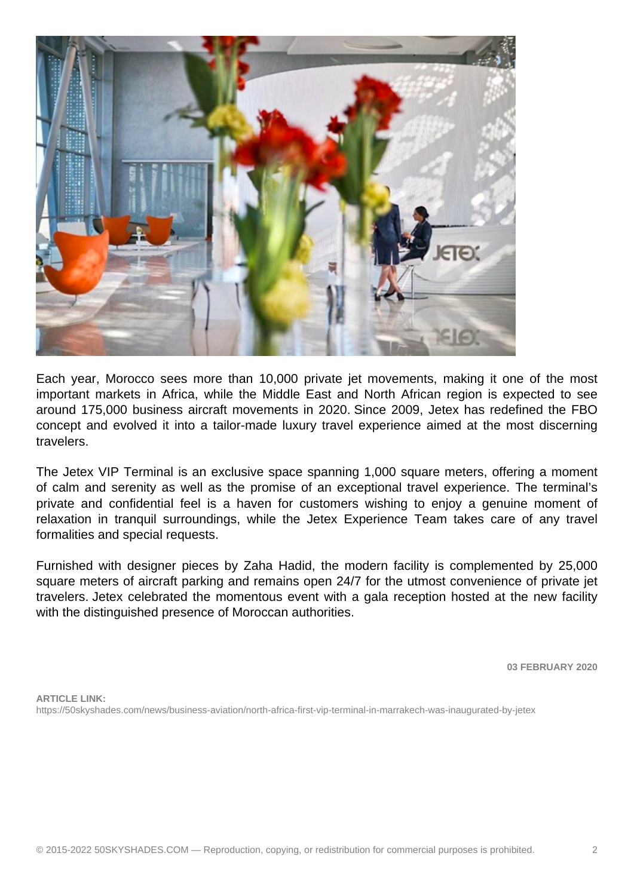Each year, Morocco sees more than 10,000 private jet movements, making it one of the most important markets in Africa, while the Middle East and North African region is expected to see around 175,000 business aircraft movements in 2020. Since 2009, Jetex has redefined the FBO concept and evolved it into a tailor-made luxury travel experience aimed at the most discerning travelers.

The Jetex VIP Terminal is an exclusive space spanning 1,000 square meters, offering a moment of calm and serenity as well as the promise of an exceptional travel experience. The terminal's private and confidential feel is a haven for customers wishing to enjoy a genuine moment of relaxation in tranquil surroundings, while the Jetex Experience Team takes care of any travel formalities and special requests.

Furnished with designer pieces by Zaha Hadid, the modern facility is complemented by 25,000 square meters of aircraft parking and remains open 24/7 for the utmost convenience of private jet travelers. Jetex celebrated the momentous event with a gala reception hosted at the new facility with the distinguished presence of Moroccan authorities.

**03 FEBRUARY 2020**

**ARTICLE LINK:**
https://50skyshades.com/news/business-aviation/north-africa-first-vip-terminal-in-marrakech-was-inaugurated-by-jetex

© 2015-2022 50SKYSHADES.COM — Reproduction, copying, or redistribution for commercial purposes is prohibited.